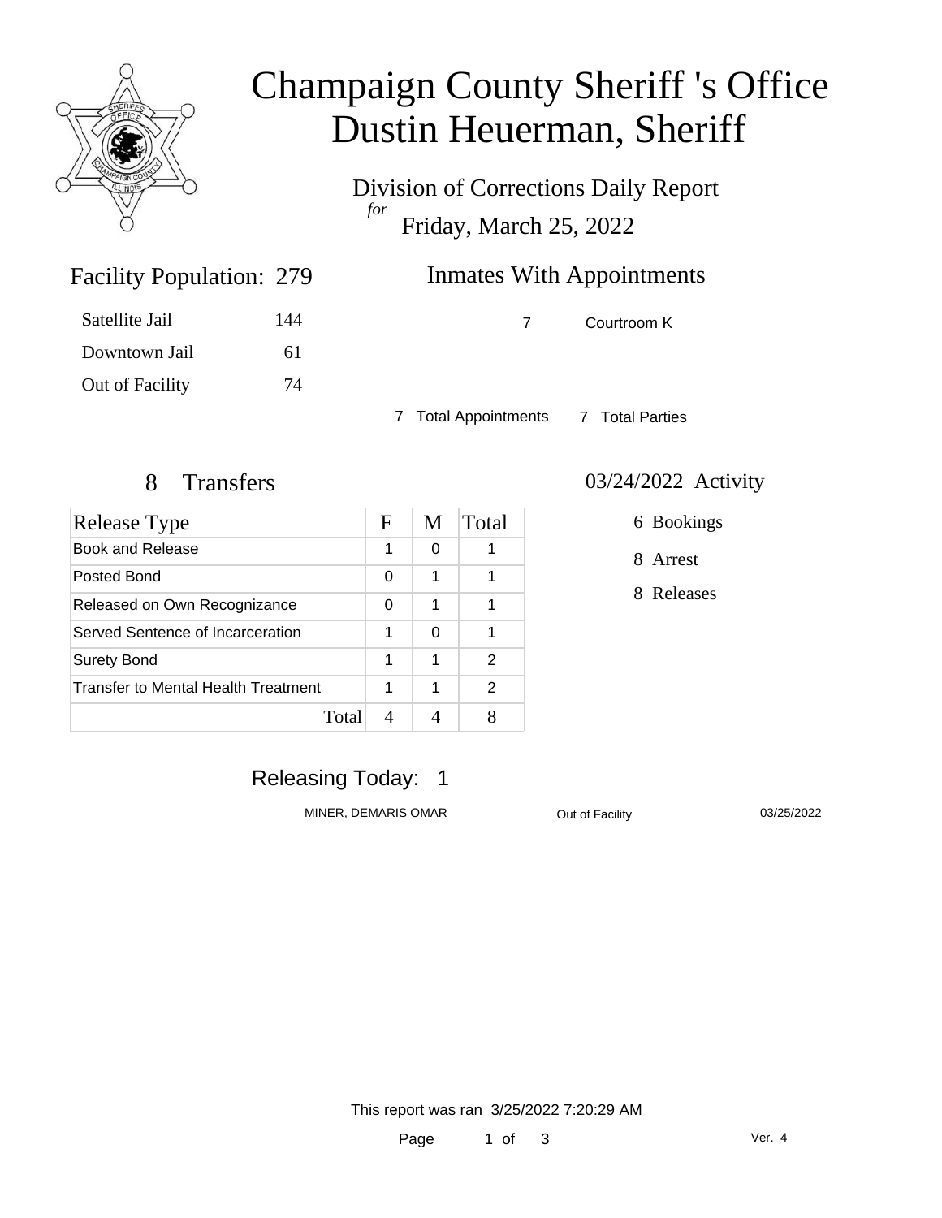# Champaign County Sheriff 's Office
# Dustin Heuerman, Sheriff

Division of Corrections Daily Report
*for*
Friday, March 25, 2022

## Facility Population: 279

| | |
|---|---|
| Satellite Jail | 144 |
| Downtown Jail | 61 |
| Out of Facility | 74 |

## Inmates With Appointments

| | |
|---|---|
| 7 | Courtroom K |

7 Total Appointments 7 Total Parties

## 8 Transfers

| Release Type | F | M | Total |
|---|---|---|---|
| Book and Release | 1 | 0 | 1 |
| Posted Bond | 0 | 1 | 1 |
| Released on Own Recognizance | 0 | 1 | 1 |
| Served Sentence of Incarceration | 1 | 0 | 1 |
| Surety Bond | 1 | 1 | 2 |
| Transfer to Mental Health Treatment | 1 | 1 | 2 |
| Total | 4 | 4 | 8 |

## 03/24/2022 Activity

6 Bookings

8 Arrest

8 Releases

## Releasing Today: 1

| | | |
|---|---|---|
| MINER, DEMARIS OMAR | Out of Facility | 03/25/2022 |

This report was ran 3/25/2022 7:20:29 AM

Ver. 4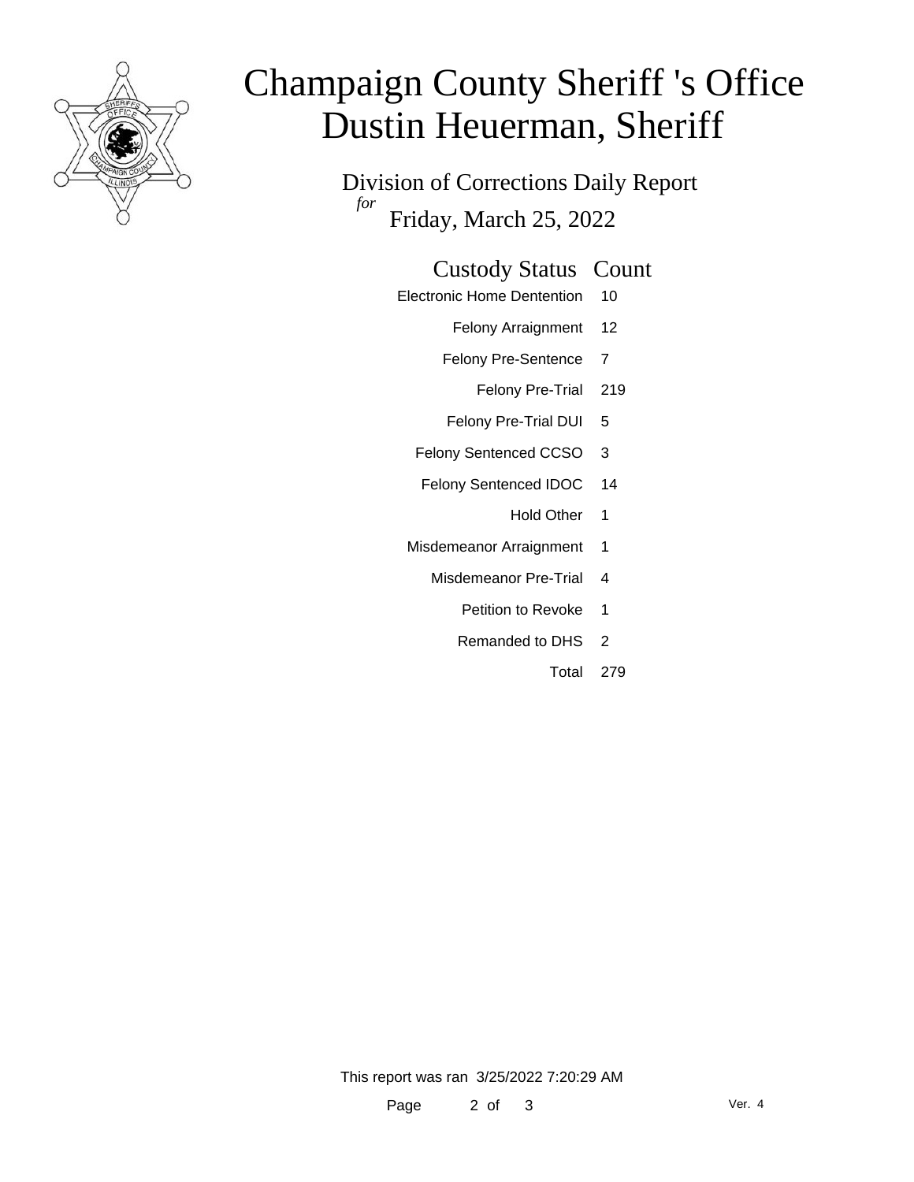# Champaign County Sheriff 's Office
# Dustin Heuerman, Sheriff

## Division of Corrections Daily Report
*for*
## Friday, March 25, 2022

| Custody Status | Count |
|---|---|
| Electronic Home Dentention | 10 |
| Felony Arraignment | 12 |
| Felony Pre-Sentence | 7 |
| Felony Pre-Trial | 219 |
| Felony Pre-Trial DUI | 5 |
| Felony Sentenced CCSO | 3 |
| Felony Sentenced IDOC | 14 |
| Hold Other | 1 |
| Misdemeanor Arraignment | 1 |
| Misdemeanor Pre-Trial | 4 |
| Petition to Revoke | 1 |
| Remanded to DHS | 2 |
| Total | 279 |

This report was ran 3/25/2022 7:20:29 AM

Ver. 4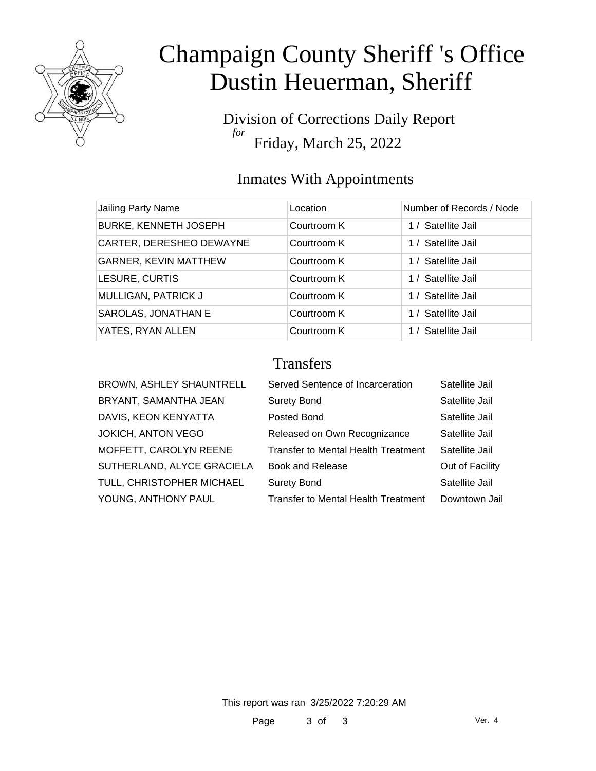# Champaign County Sheriff 's Office
# Dustin Heuerman, Sheriff

Division of Corrections Daily Report
*for*
Friday, March 25, 2022

## Inmates With Appointments

| Jailing Party Name | Location | Number of Records / Node |
|---|---|---|
| BURKE, KENNETH JOSEPH | Courtroom K | 1 / Satellite Jail |
| CARTER, DERESHEO DEWAYNE | Courtroom K | 1 / Satellite Jail |
| GARNER, KEVIN MATTHEW | Courtroom K | 1 / Satellite Jail |
| LESURE, CURTIS | Courtroom K | 1 / Satellite Jail |
| MULLIGAN, PATRICK J | Courtroom K | 1 / Satellite Jail |
| SAROLAS, JONATHAN E | Courtroom K | 1 / Satellite Jail |
| YATES, RYAN ALLEN | Courtroom K | 1 / Satellite Jail |

## Transfers

| | | |
|---|---|---|
| BROWN, ASHLEY SHAUNTRELL | Served Sentence of Incarceration | Satellite Jail |
| BRYANT, SAMANTHA JEAN | Surety Bond | Satellite Jail |
| DAVIS, KEON KENYATTA | Posted Bond | Satellite Jail |
| JOKICH, ANTON VEGO | Released on Own Recognizance | Satellite Jail |
| MOFFETT, CAROLYN REENE | Transfer to Mental Health Treatment | Satellite Jail |
| SUTHERLAND, ALYCE GRACIELA | Book and Release | Out of Facility |
| TULL, CHRISTOPHER MICHAEL | Surety Bond | Satellite Jail |
| YOUNG, ANTHONY PAUL | Transfer to Mental Health Treatment | Downtown Jail |

This report was ran 3/25/2022 7:20:29 AM

Ver. 4